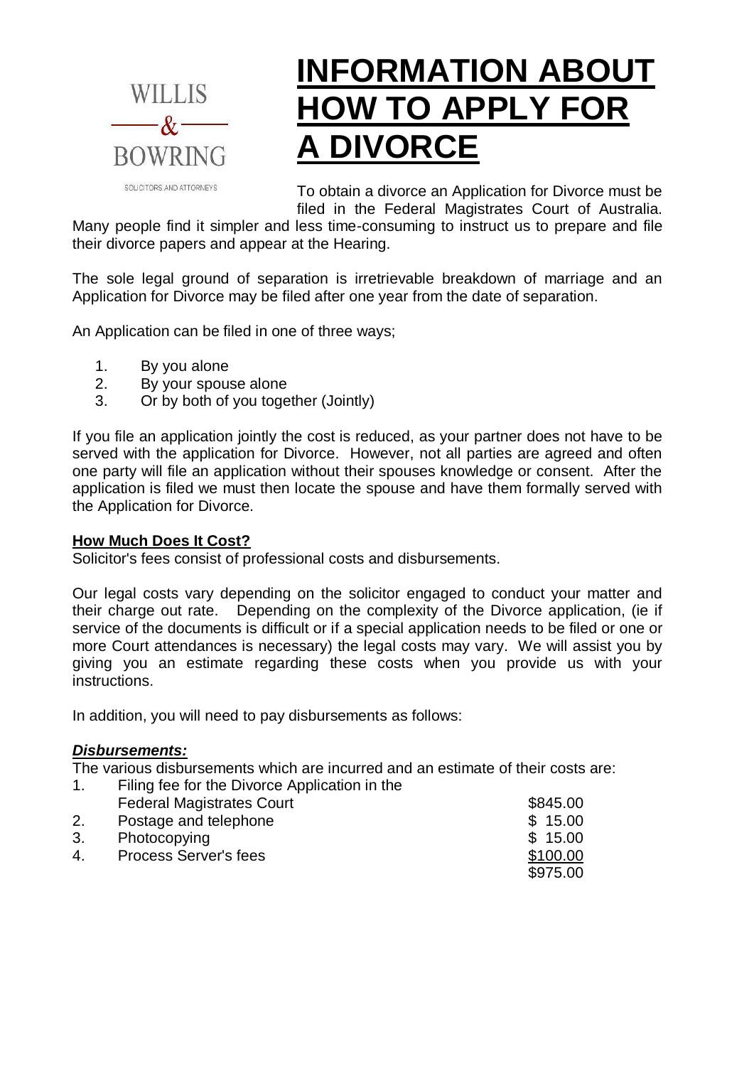WILLIS & BOWRING

SOLICITORS AND ATTORNEYS

# INFORMATION ABOUT HOW TO APPLY FOR A DIVORCE

To obtain a divorce an Application for Divorce must be filed in the Federal Magistrates Court of Australia. Many people find it simpler and less time-consuming to instruct us to prepare and file their divorce papers and appear at the Hearing.

The sole legal ground of separation is irretrievable breakdown of marriage and an Application for Divorce may be filed after one year from the date of separation.

An Application can be filed in one of three ways;

1. By you alone
2. By your spouse alone
3. Or by both of you together (Jointly)

If you file an application jointly the cost is reduced, as your partner does not have to be served with the application for Divorce. However, not all parties are agreed and often one party will file an application without their spouses knowledge or consent. After the application is filed we must then locate the spouse and have them formally served with the Application for Divorce.

**How Much Does It Cost?**

Solicitor's fees consist of professional costs and disbursements.

Our legal costs vary depending on the solicitor engaged to conduct your matter and their charge out rate. Depending on the complexity of the Divorce application, (ie if service of the documents is difficult or if a special application needs to be filed or one or more Court attendances is necessary) the legal costs may vary. We will assist you by giving you an estimate regarding these costs when you provide us with your instructions.

In addition, you will need to pay disbursements as follows:

***Disbursements:***

The various disbursements which are incurred and an estimate of their costs are:

| | | |
|---|---|---|
| 1. | Filing fee for the Divorce Application in the Federal Magistrates Court | $845.00 |
| 2. | Postage and telephone | $ 15.00 |
| 3. | Photocopying | $ 15.00 |
| 4. | Process Server's fees | $100.00 |
| | | $975.00 |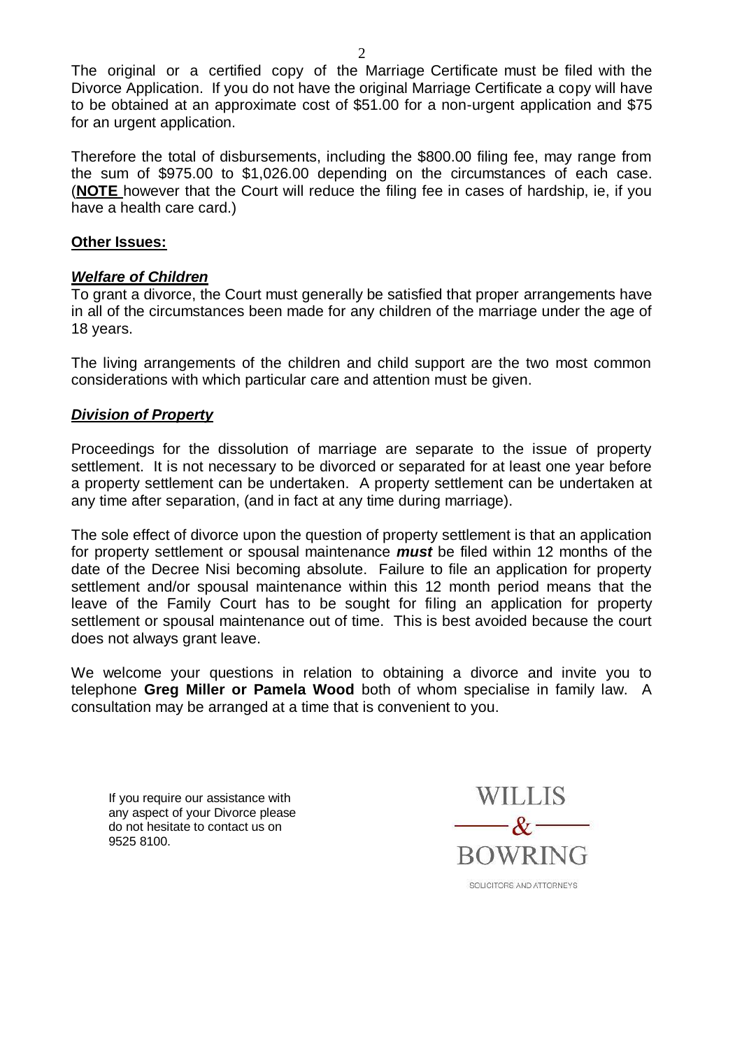The original or a certified copy of the Marriage Certificate must be filed with the Divorce Application. If you do not have the original Marriage Certificate a copy will have to be obtained at an approximate cost of $51.00 for a non-urgent application and $75 for an urgent application.

Therefore the total of disbursements, including the $800.00 filing fee, may range from the sum of $975.00 to $1,026.00 depending on the circumstances of each case. (**NOTE** however that the Court will reduce the filing fee in cases of hardship, ie, if you have a health care card.)

**Other Issues:**

***Welfare of Children***

To grant a divorce, the Court must generally be satisfied that proper arrangements have in all of the circumstances been made for any children of the marriage under the age of 18 years.

The living arrangements of the children and child support are the two most common considerations with which particular care and attention must be given.

***Division of Property***

Proceedings for the dissolution of marriage are separate to the issue of property settlement. It is not necessary to be divorced or separated for at least one year before a property settlement can be undertaken. A property settlement can be undertaken at any time after separation, (and in fact at any time during marriage).

The sole effect of divorce upon the question of property settlement is that an application for property settlement or spousal maintenance ***must*** be filed within 12 months of the date of the Decree Nisi becoming absolute. Failure to file an application for property settlement and/or spousal maintenance within this 12 month period means that the leave of the Family Court has to be sought for filing an application for property settlement or spousal maintenance out of time. This is best avoided because the court does not always grant leave.

We welcome your questions in relation to obtaining a divorce and invite you to telephone **Greg Miller or Pamela Wood** both of whom specialise in family law. A consultation may be arranged at a time that is convenient to you.

If you require our assistance with any aspect of your Divorce please do not hesitate to contact us on 9525 8100.

WILLIS & BOWRING

SOLICITORS AND ATTORNEYS